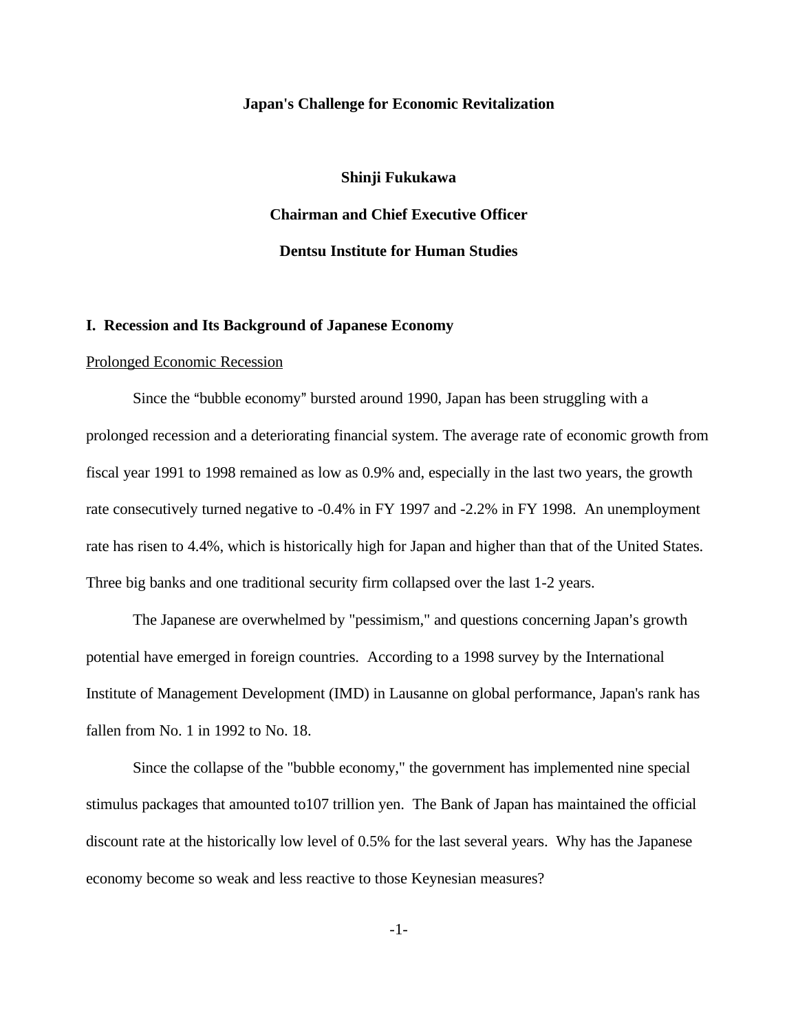# Japan's Challenge for Economic Revitalization

**Shinji Fukukawa**

**Chairman and Chief Executive Officer**

**Dentsu Institute for Human Studies**

## I. Recession and Its Background of Japanese Economy

### Prolonged Economic Recession

Since the "bubble economy" bursted around 1990, Japan has been struggling with a prolonged recession and a deteriorating financial system. The average rate of economic growth from fiscal year 1991 to 1998 remained as low as 0.9% and, especially in the last two years, the growth rate consecutively turned negative to -0.4% in FY 1997 and -2.2% in FY 1998. An unemployment rate has risen to 4.4%, which is historically high for Japan and higher than that of the United States. Three big banks and one traditional security firm collapsed over the last 1-2 years.

The Japanese are overwhelmed by "pessimism," and questions concerning Japan's growth potential have emerged in foreign countries. According to a 1998 survey by the International Institute of Management Development (IMD) in Lausanne on global performance, Japan's rank has fallen from No. 1 in 1992 to No. 18.

Since the collapse of the "bubble economy," the government has implemented nine special stimulus packages that amounted to107 trillion yen. The Bank of Japan has maintained the official discount rate at the historically low level of 0.5% for the last several years. Why has the Japanese economy become so weak and less reactive to those Keynesian measures?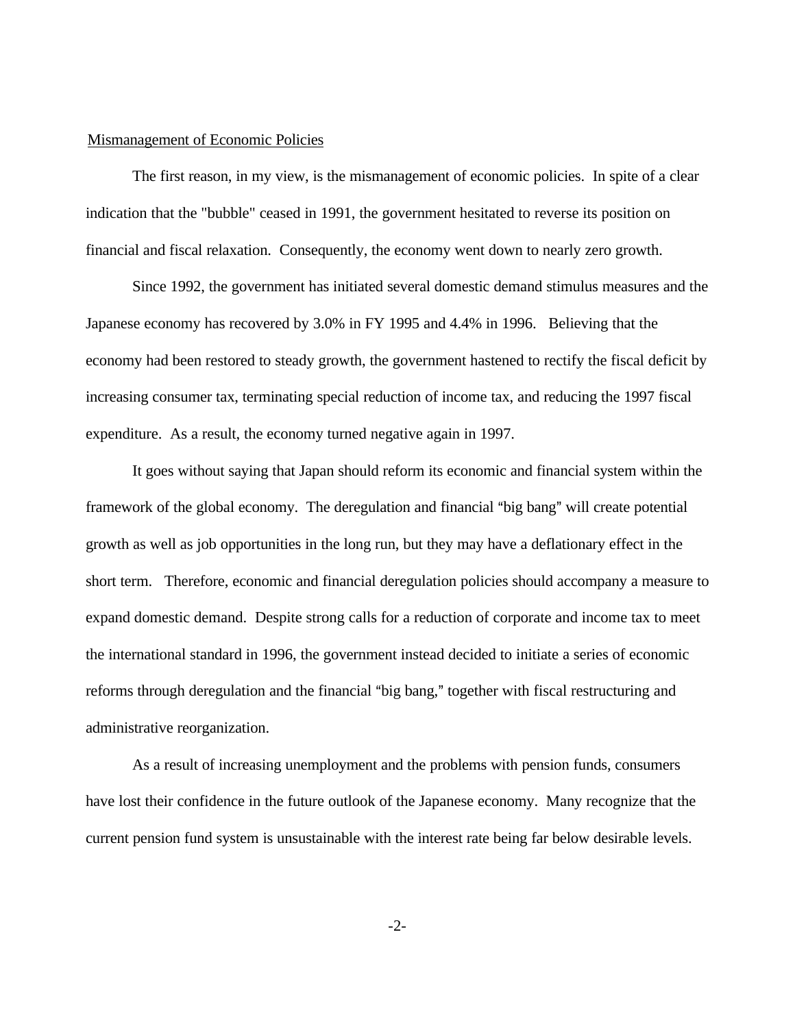Mismanagement of Economic Policies

The first reason, in my view, is the mismanagement of economic policies. In spite of a clear indication that the "bubble" ceased in 1991, the government hesitated to reverse its position on financial and fiscal relaxation. Consequently, the economy went down to nearly zero growth.

Since 1992, the government has initiated several domestic demand stimulus measures and the Japanese economy has recovered by 3.0% in FY 1995 and 4.4% in 1996. Believing that the economy had been restored to steady growth, the government hastened to rectify the fiscal deficit by increasing consumer tax, terminating special reduction of income tax, and reducing the 1997 fiscal expenditure. As a result, the economy turned negative again in 1997.

It goes without saying that Japan should reform its economic and financial system within the framework of the global economy. The deregulation and financial "big bang" will create potential growth as well as job opportunities in the long run, but they may have a deflationary effect in the short term. Therefore, economic and financial deregulation policies should accompany a measure to expand domestic demand. Despite strong calls for a reduction of corporate and income tax to meet the international standard in 1996, the government instead decided to initiate a series of economic reforms through deregulation and the financial "big bang," together with fiscal restructuring and administrative reorganization.

As a result of increasing unemployment and the problems with pension funds, consumers have lost their confidence in the future outlook of the Japanese economy. Many recognize that the current pension fund system is unsustainable with the interest rate being far below desirable levels.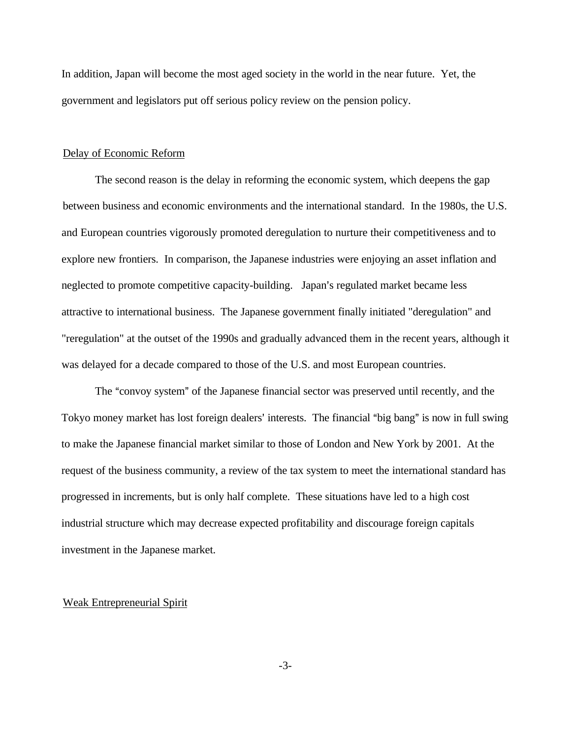In addition, Japan will become the most aged society in the world in the near future. Yet, the government and legislators put off serious policy review on the pension policy.

Delay of Economic Reform

The second reason is the delay in reforming the economic system, which deepens the gap between business and economic environments and the international standard. In the 1980s, the U.S. and European countries vigorously promoted deregulation to nurture their competitiveness and to explore new frontiers. In comparison, the Japanese industries were enjoying an asset inflation and neglected to promote competitive capacity-building. Japan's regulated market became less attractive to international business. The Japanese government finally initiated "deregulation" and "reregulation" at the outset of the 1990s and gradually advanced them in the recent years, although it was delayed for a decade compared to those of the U.S. and most European countries.

The "convoy system" of the Japanese financial sector was preserved until recently, and the Tokyo money market has lost foreign dealers' interests. The financial "big bang" is now in full swing to make the Japanese financial market similar to those of London and New York by 2001. At the request of the business community, a review of the tax system to meet the international standard has progressed in increments, but is only half complete. These situations have led to a high cost industrial structure which may decrease expected profitability and discourage foreign capitals investment in the Japanese market.

Weak Entrepreneurial Spirit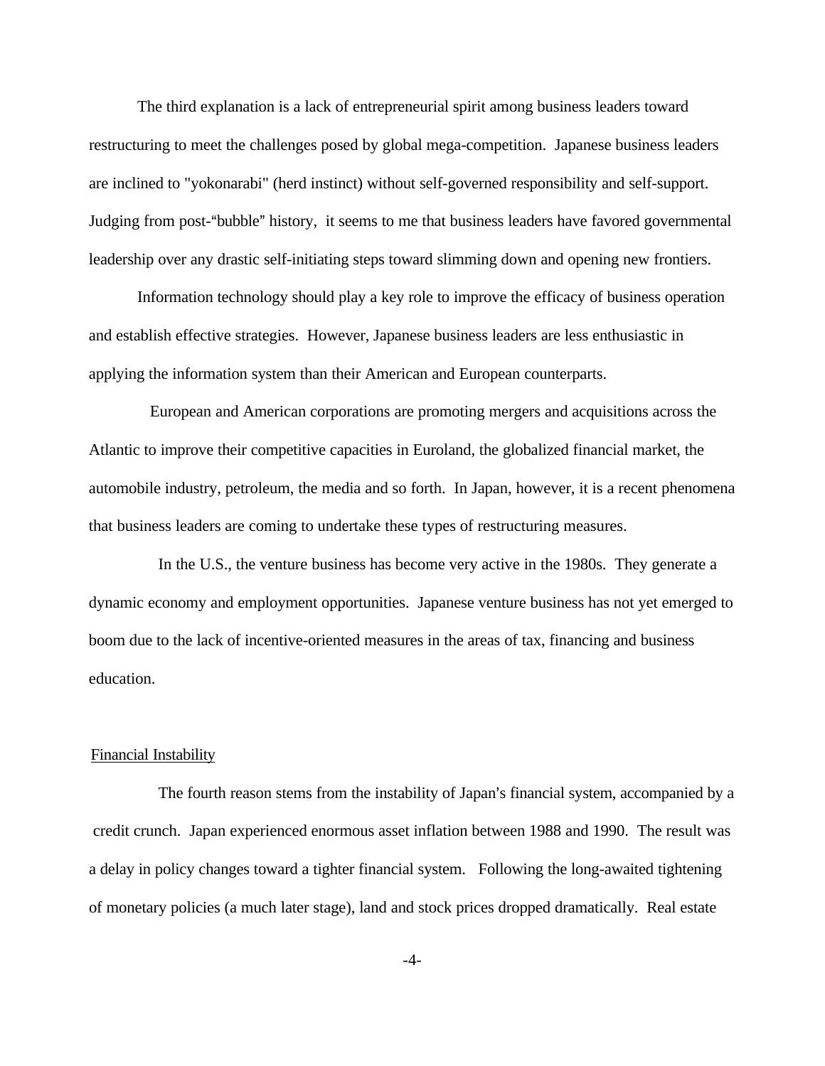The third explanation is a lack of entrepreneurial spirit among business leaders toward restructuring to meet the challenges posed by global mega-competition. Japanese business leaders are inclined to "yokonarabi" (herd instinct) without self-governed responsibility and self-support. Judging from post-"bubble" history, it seems to me that business leaders have favored governmental leadership over any drastic self-initiating steps toward slimming down and opening new frontiers.

Information technology should play a key role to improve the efficacy of business operation and establish effective strategies. However, Japanese business leaders are less enthusiastic in applying the information system than their American and European counterparts.

European and American corporations are promoting mergers and acquisitions across the Atlantic to improve their competitive capacities in Euroland, the globalized financial market, the automobile industry, petroleum, the media and so forth. In Japan, however, it is a recent phenomena that business leaders are coming to undertake these types of restructuring measures.

In the U.S., the venture business has become very active in the 1980s. They generate a dynamic economy and employment opportunities. Japanese venture business has not yet emerged to boom due to the lack of incentive-oriented measures in the areas of tax, financing and business education.

## Financial Instability

The fourth reason stems from the instability of Japan's financial system, accompanied by a credit crunch. Japan experienced enormous asset inflation between 1988 and 1990. The result was a delay in policy changes toward a tighter financial system. Following the long-awaited tightening of monetary policies (a much later stage), land and stock prices dropped dramatically. Real estate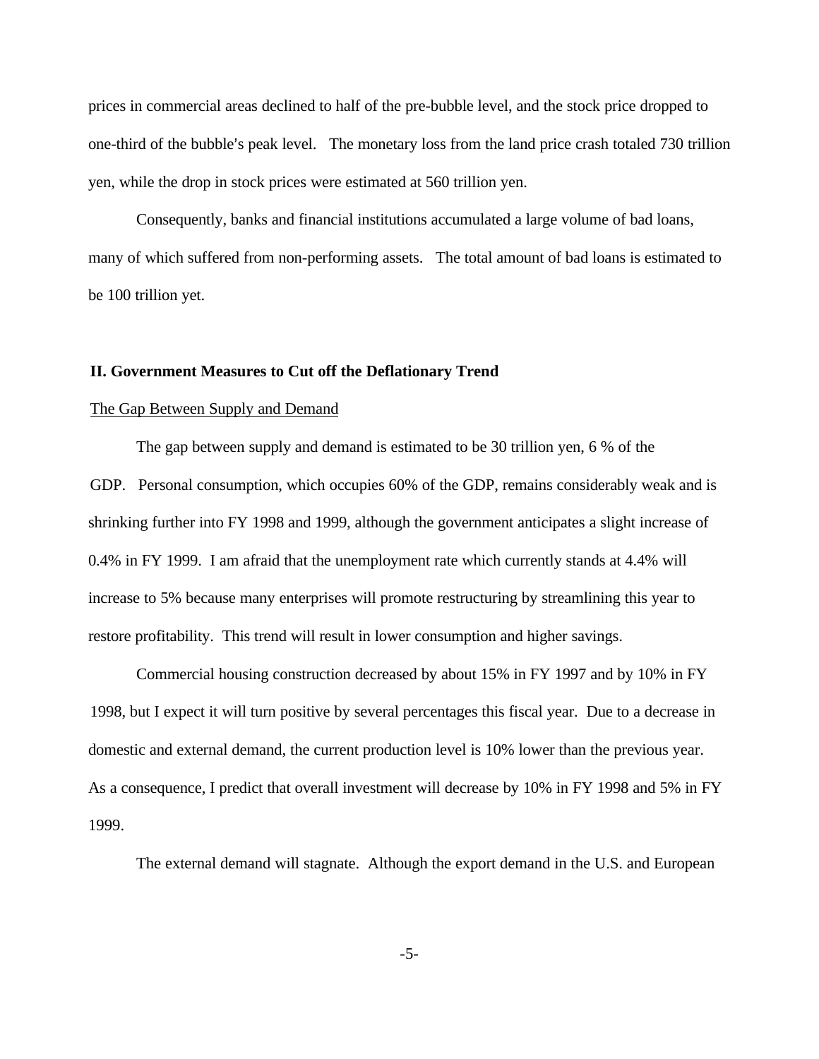prices in commercial areas declined to half of the pre-bubble level, and the stock price dropped to one-third of the bubble's peak level. The monetary loss from the land price crash totaled 730 trillion yen, while the drop in stock prices were estimated at 560 trillion yen.

Consequently, banks and financial institutions accumulated a large volume of bad loans, many of which suffered from non-performing assets. The total amount of bad loans is estimated to be 100 trillion yet.

## II. Government Measures to Cut off the Deflationary Trend

### The Gap Between Supply and Demand

The gap between supply and demand is estimated to be 30 trillion yen, 6 % of the GDP. Personal consumption, which occupies 60% of the GDP, remains considerably weak and is shrinking further into FY 1998 and 1999, although the government anticipates a slight increase of 0.4% in FY 1999. I am afraid that the unemployment rate which currently stands at 4.4% will increase to 5% because many enterprises will promote restructuring by streamlining this year to restore profitability. This trend will result in lower consumption and higher savings.

Commercial housing construction decreased by about 15% in FY 1997 and by 10% in FY 1998, but I expect it will turn positive by several percentages this fiscal year. Due to a decrease in domestic and external demand, the current production level is 10% lower than the previous year. As a consequence, I predict that overall investment will decrease by 10% in FY 1998 and 5% in FY 1999.

The external demand will stagnate. Although the export demand in the U.S. and European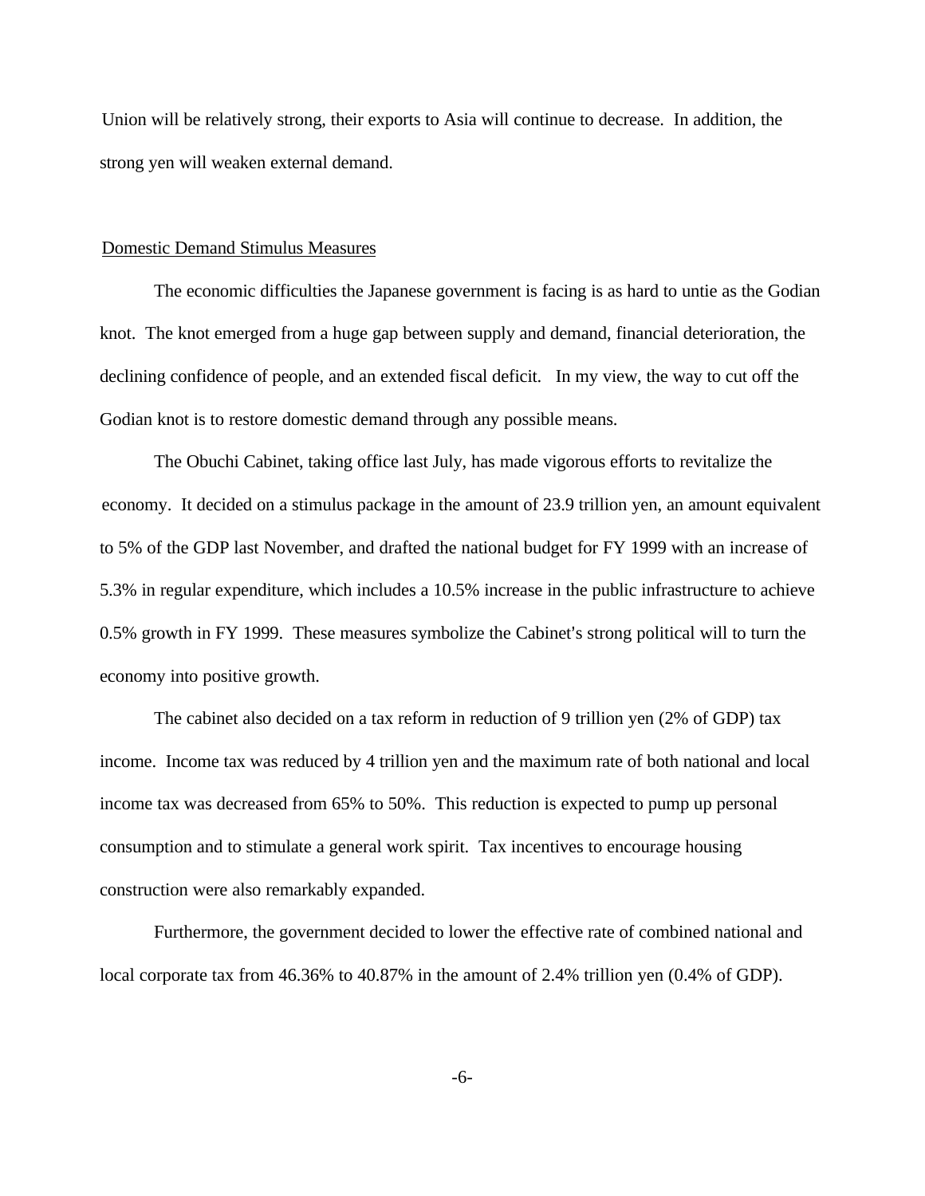Union will be relatively strong, their exports to Asia will continue to decrease. In addition, the strong yen will weaken external demand.

Domestic Demand Stimulus Measures

The economic difficulties the Japanese government is facing is as hard to untie as the Godian knot. The knot emerged from a huge gap between supply and demand, financial deterioration, the declining confidence of people, and an extended fiscal deficit. In my view, the way to cut off the Godian knot is to restore domestic demand through any possible means.

The Obuchi Cabinet, taking office last July, has made vigorous efforts to revitalize the economy. It decided on a stimulus package in the amount of 23.9 trillion yen, an amount equivalent to 5% of the GDP last November, and drafted the national budget for FY 1999 with an increase of 5.3% in regular expenditure, which includes a 10.5% increase in the public infrastructure to achieve 0.5% growth in FY 1999. These measures symbolize the Cabinet's strong political will to turn the economy into positive growth.

The cabinet also decided on a tax reform in reduction of 9 trillion yen (2% of GDP) tax income. Income tax was reduced by 4 trillion yen and the maximum rate of both national and local income tax was decreased from 65% to 50%. This reduction is expected to pump up personal consumption and to stimulate a general work spirit. Tax incentives to encourage housing construction were also remarkably expanded.

Furthermore, the government decided to lower the effective rate of combined national and local corporate tax from 46.36% to 40.87% in the amount of 2.4% trillion yen (0.4% of GDP).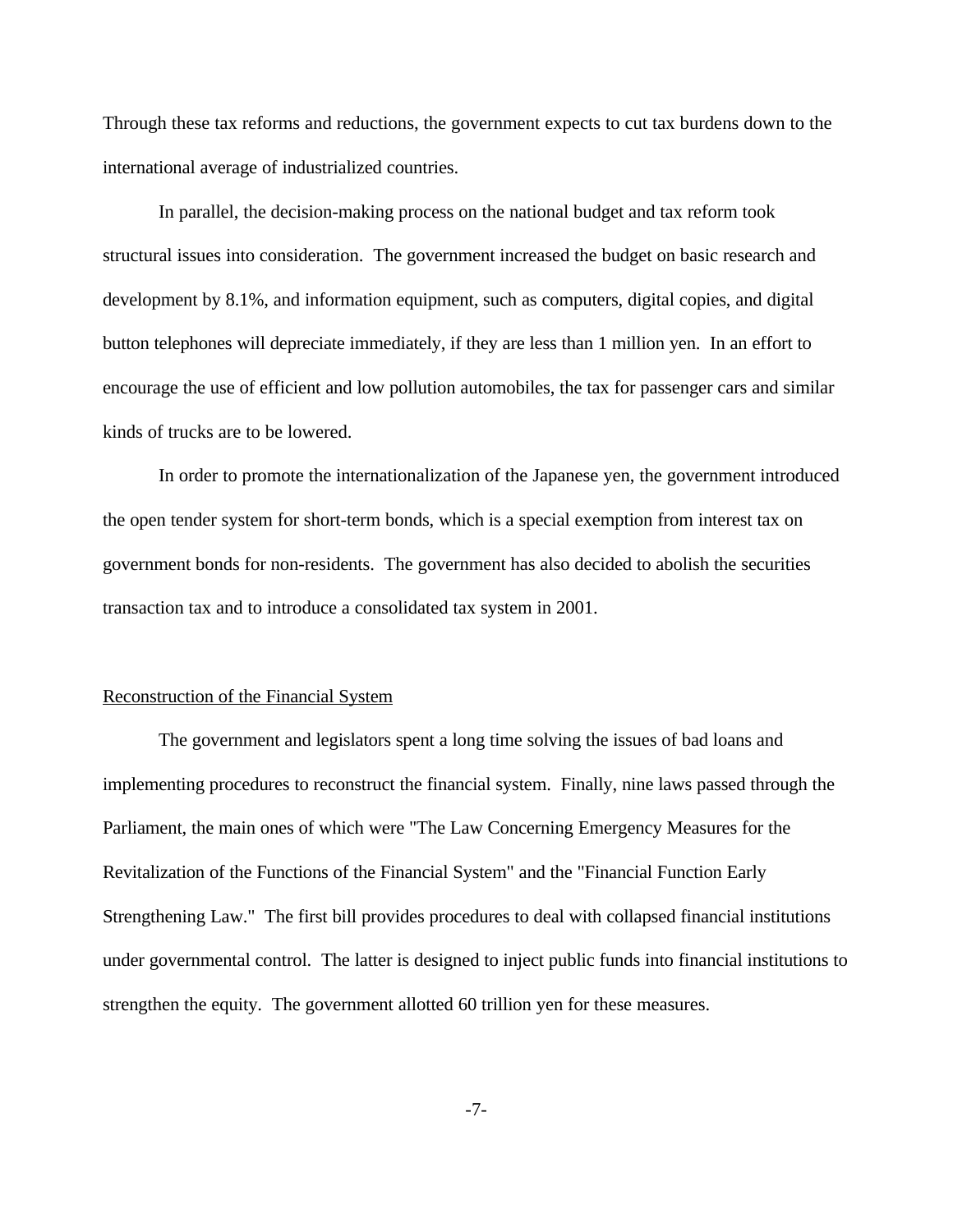Through these tax reforms and reductions, the government expects to cut tax burdens down to the international average of industrialized countries.

In parallel, the decision-making process on the national budget and tax reform took structural issues into consideration. The government increased the budget on basic research and development by 8.1%, and information equipment, such as computers, digital copies, and digital button telephones will depreciate immediately, if they are less than 1 million yen. In an effort to encourage the use of efficient and low pollution automobiles, the tax for passenger cars and similar kinds of trucks are to be lowered.

In order to promote the internationalization of the Japanese yen, the government introduced the open tender system for short-term bonds, which is a special exemption from interest tax on government bonds for non-residents. The government has also decided to abolish the securities transaction tax and to introduce a consolidated tax system in 2001.

## Reconstruction of the Financial System

The government and legislators spent a long time solving the issues of bad loans and implementing procedures to reconstruct the financial system. Finally, nine laws passed through the Parliament, the main ones of which were "The Law Concerning Emergency Measures for the Revitalization of the Functions of the Financial System" and the "Financial Function Early Strengthening Law." The first bill provides procedures to deal with collapsed financial institutions under governmental control. The latter is designed to inject public funds into financial institutions to strengthen the equity. The government allotted 60 trillion yen for these measures.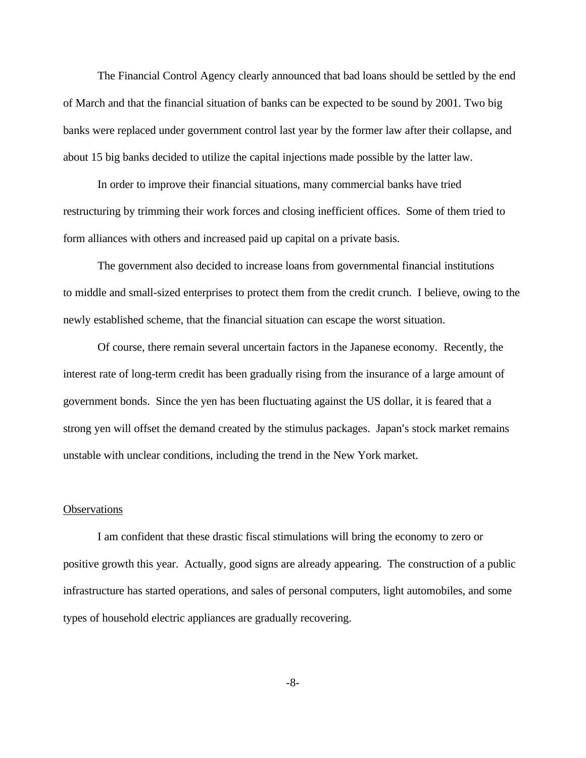The Financial Control Agency clearly announced that bad loans should be settled by the end of March and that the financial situation of banks can be expected to be sound by 2001. Two big banks were replaced under government control last year by the former law after their collapse, and about 15 big banks decided to utilize the capital injections made possible by the latter law.

In order to improve their financial situations, many commercial banks have tried restructuring by trimming their work forces and closing inefficient offices. Some of them tried to form alliances with others and increased paid up capital on a private basis.

The government also decided to increase loans from governmental financial institutions to middle and small-sized enterprises to protect them from the credit crunch. I believe, owing to the newly established scheme, that the financial situation can escape the worst situation.

Of course, there remain several uncertain factors in the Japanese economy. Recently, the interest rate of long-term credit has been gradually rising from the insurance of a large amount of government bonds. Since the yen has been fluctuating against the US dollar, it is feared that a strong yen will offset the demand created by the stimulus packages. Japan's stock market remains unstable with unclear conditions, including the trend in the New York market.

## Observations

I am confident that these drastic fiscal stimulations will bring the economy to zero or positive growth this year. Actually, good signs are already appearing. The construction of a public infrastructure has started operations, and sales of personal computers, light automobiles, and some types of household electric appliances are gradually recovering.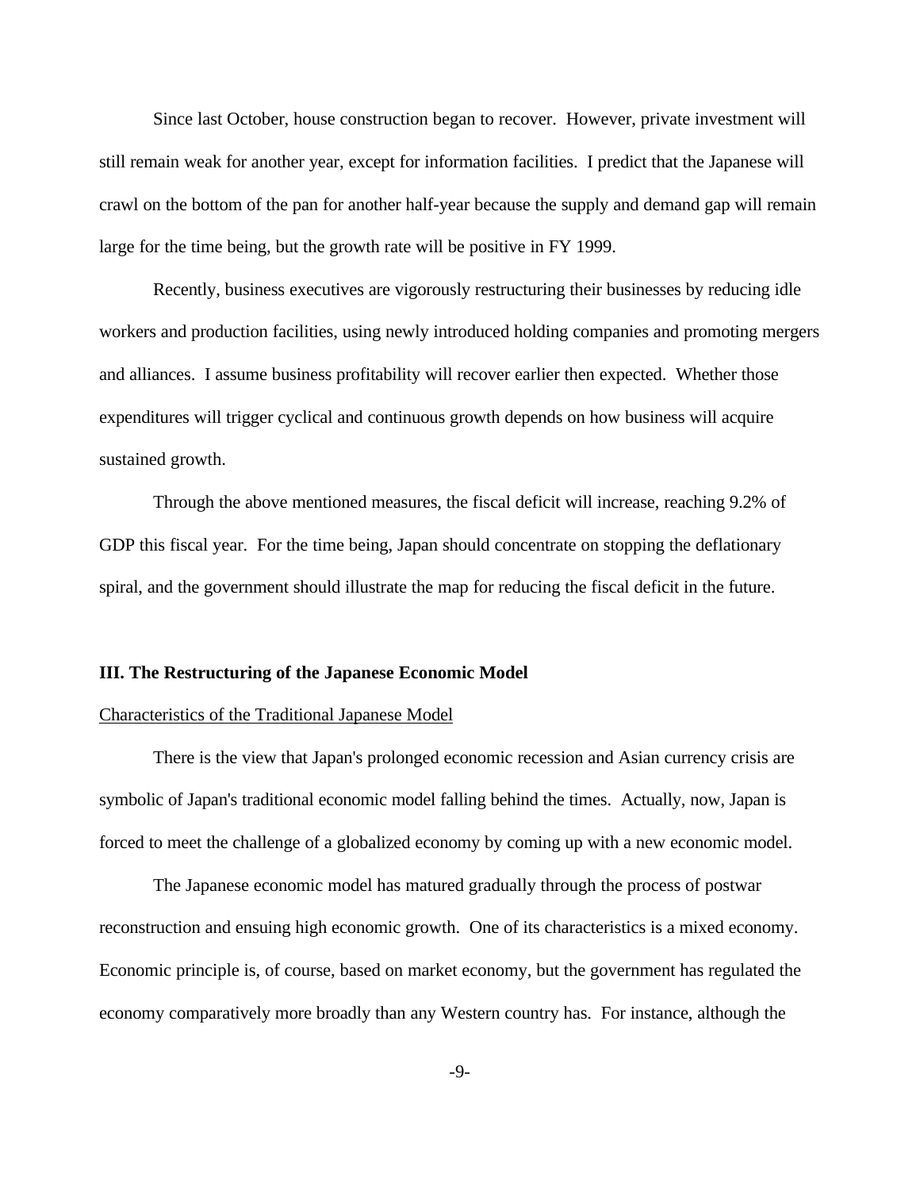Since last October, house construction began to recover. However, private investment will still remain weak for another year, except for information facilities. I predict that the Japanese will crawl on the bottom of the pan for another half-year because the supply and demand gap will remain large for the time being, but the growth rate will be positive in FY 1999.

Recently, business executives are vigorously restructuring their businesses by reducing idle workers and production facilities, using newly introduced holding companies and promoting mergers and alliances. I assume business profitability will recover earlier then expected. Whether those expenditures will trigger cyclical and continuous growth depends on how business will acquire sustained growth.

Through the above mentioned measures, the fiscal deficit will increase, reaching 9.2% of GDP this fiscal year. For the time being, Japan should concentrate on stopping the deflationary spiral, and the government should illustrate the map for reducing the fiscal deficit in the future.

## III. The Restructuring of the Japanese Economic Model

### Characteristics of the Traditional Japanese Model

There is the view that Japan's prolonged economic recession and Asian currency crisis are symbolic of Japan's traditional economic model falling behind the times. Actually, now, Japan is forced to meet the challenge of a globalized economy by coming up with a new economic model.

The Japanese economic model has matured gradually through the process of postwar reconstruction and ensuing high economic growth. One of its characteristics is a mixed economy. Economic principle is, of course, based on market economy, but the government has regulated the economy comparatively more broadly than any Western country has. For instance, although the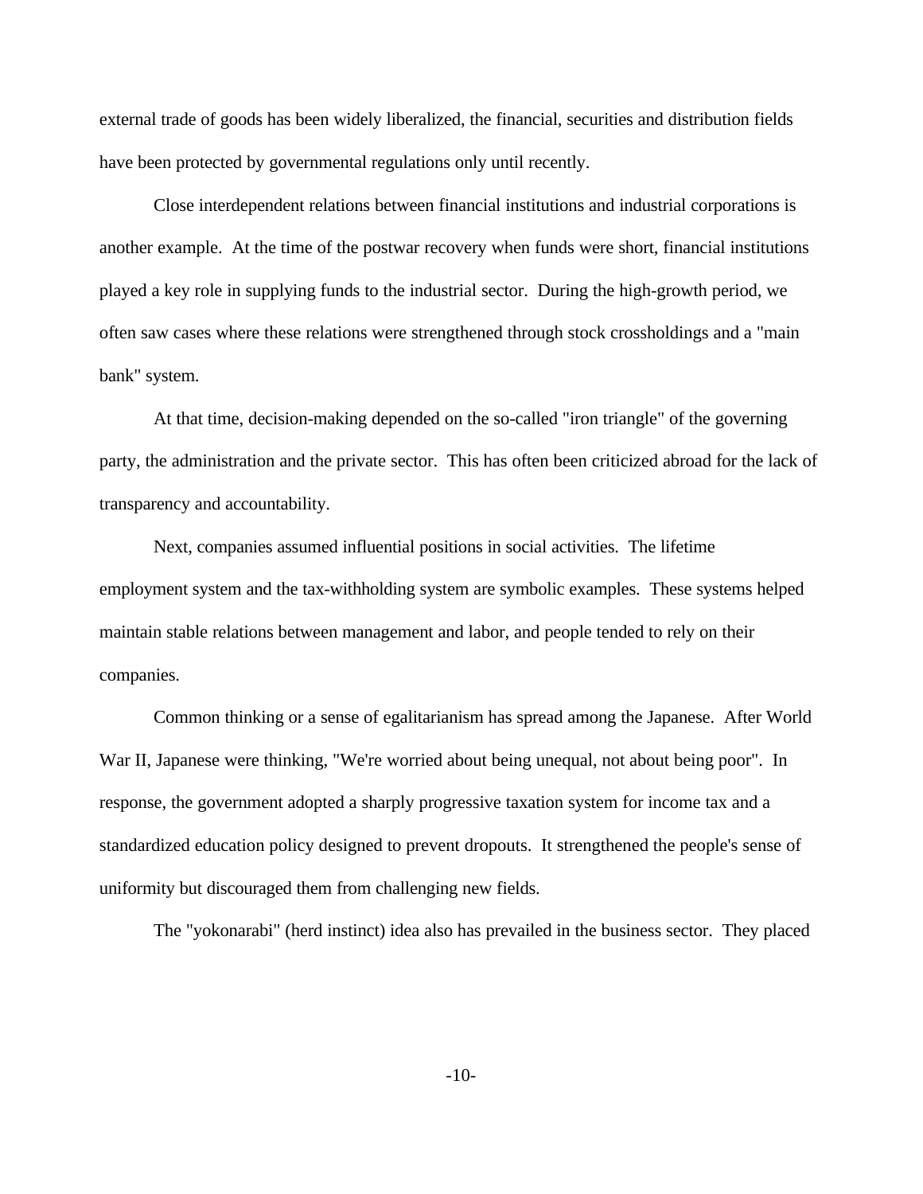external trade of goods has been widely liberalized, the financial, securities and distribution fields have been protected by governmental regulations only until recently.

Close interdependent relations between financial institutions and industrial corporations is another example. At the time of the postwar recovery when funds were short, financial institutions played a key role in supplying funds to the industrial sector. During the high-growth period, we often saw cases where these relations were strengthened through stock crossholdings and a "main bank" system.

At that time, decision-making depended on the so-called "iron triangle" of the governing party, the administration and the private sector. This has often been criticized abroad for the lack of transparency and accountability.

Next, companies assumed influential positions in social activities. The lifetime employment system and the tax-withholding system are symbolic examples. These systems helped maintain stable relations between management and labor, and people tended to rely on their companies.

Common thinking or a sense of egalitarianism has spread among the Japanese. After World War II, Japanese were thinking, "We're worried about being unequal, not about being poor". In response, the government adopted a sharply progressive taxation system for income tax and a standardized education policy designed to prevent dropouts. It strengthened the people's sense of uniformity but discouraged them from challenging new fields.

The "yokonarabi" (herd instinct) idea also has prevailed in the business sector. They placed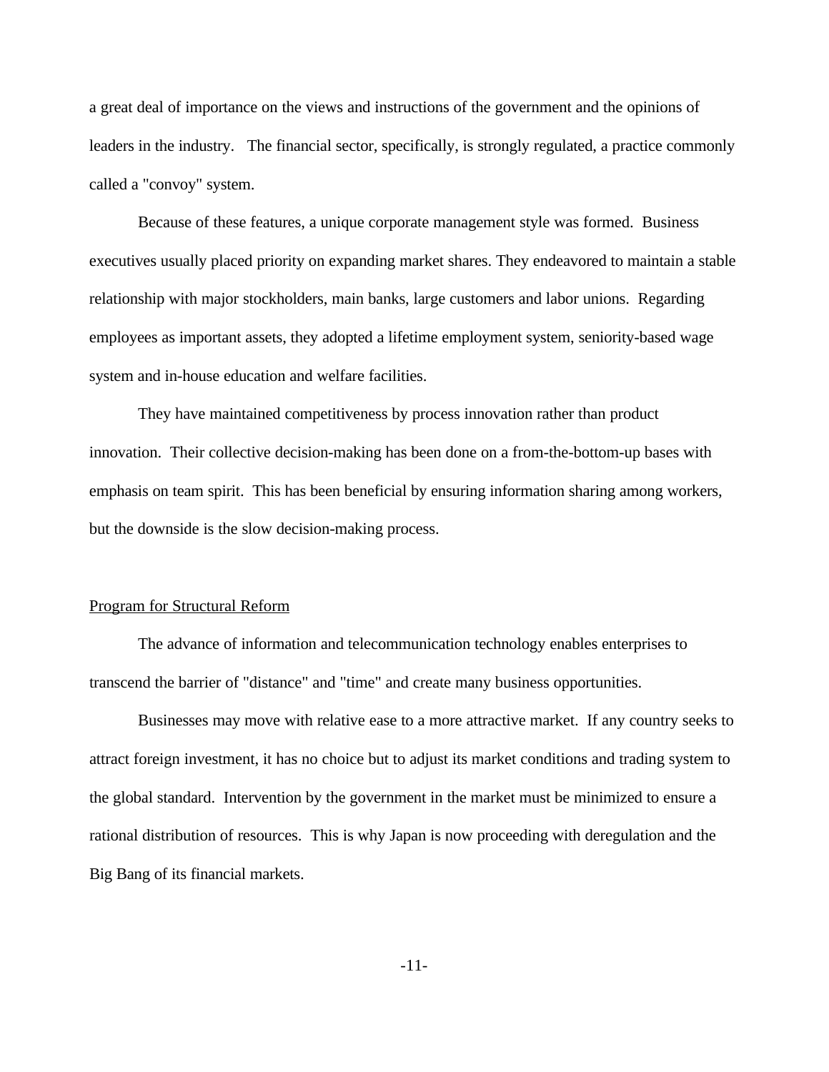a great deal of importance on the views and instructions of the government and the opinions of leaders in the industry. The financial sector, specifically, is strongly regulated, a practice commonly called a "convoy" system.

Because of these features, a unique corporate management style was formed. Business executives usually placed priority on expanding market shares. They endeavored to maintain a stable relationship with major stockholders, main banks, large customers and labor unions. Regarding employees as important assets, they adopted a lifetime employment system, seniority-based wage system and in-house education and welfare facilities.

They have maintained competitiveness by process innovation rather than product innovation. Their collective decision-making has been done on a from-the-bottom-up bases with emphasis on team spirit. This has been beneficial by ensuring information sharing among workers, but the downside is the slow decision-making process.

<u>Program for Structural Reform</u>

The advance of information and telecommunication technology enables enterprises to transcend the barrier of "distance" and "time" and create many business opportunities.

Businesses may move with relative ease to a more attractive market. If any country seeks to attract foreign investment, it has no choice but to adjust its market conditions and trading system to the global standard. Intervention by the government in the market must be minimized to ensure a rational distribution of resources. This is why Japan is now proceeding with deregulation and the Big Bang of its financial markets.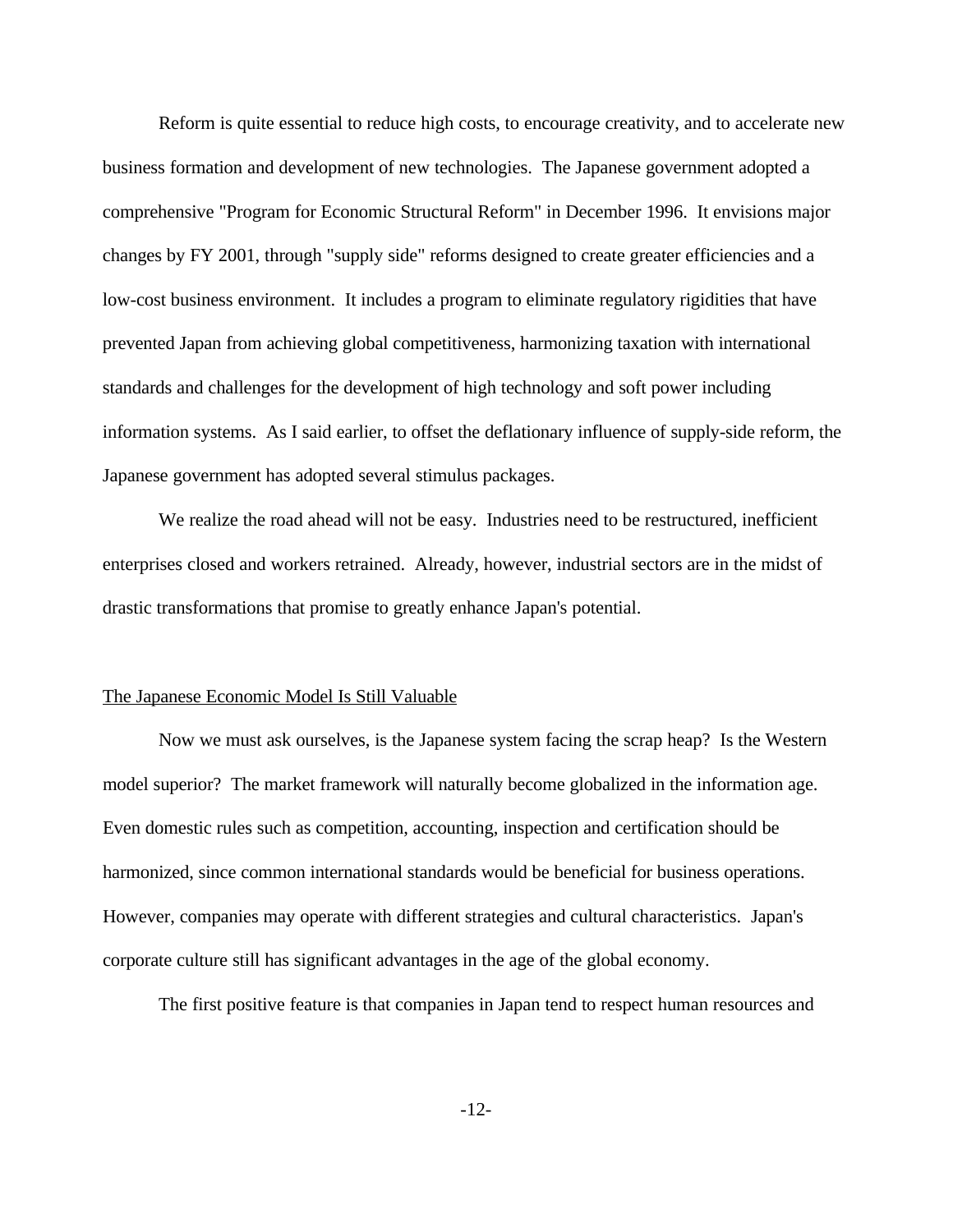Reform is quite essential to reduce high costs, to encourage creativity, and to accelerate new business formation and development of new technologies. The Japanese government adopted a comprehensive "Program for Economic Structural Reform" in December 1996. It envisions major changes by FY 2001, through "supply side" reforms designed to create greater efficiencies and a low-cost business environment. It includes a program to eliminate regulatory rigidities that have prevented Japan from achieving global competitiveness, harmonizing taxation with international standards and challenges for the development of high technology and soft power including information systems. As I said earlier, to offset the deflationary influence of supply-side reform, the Japanese government has adopted several stimulus packages.

We realize the road ahead will not be easy. Industries need to be restructured, inefficient enterprises closed and workers retrained. Already, however, industrial sectors are in the midst of drastic transformations that promise to greatly enhance Japan's potential.

## The Japanese Economic Model Is Still Valuable

Now we must ask ourselves, is the Japanese system facing the scrap heap? Is the Western model superior? The market framework will naturally become globalized in the information age. Even domestic rules such as competition, accounting, inspection and certification should be harmonized, since common international standards would be beneficial for business operations. However, companies may operate with different strategies and cultural characteristics. Japan's corporate culture still has significant advantages in the age of the global economy.

The first positive feature is that companies in Japan tend to respect human resources and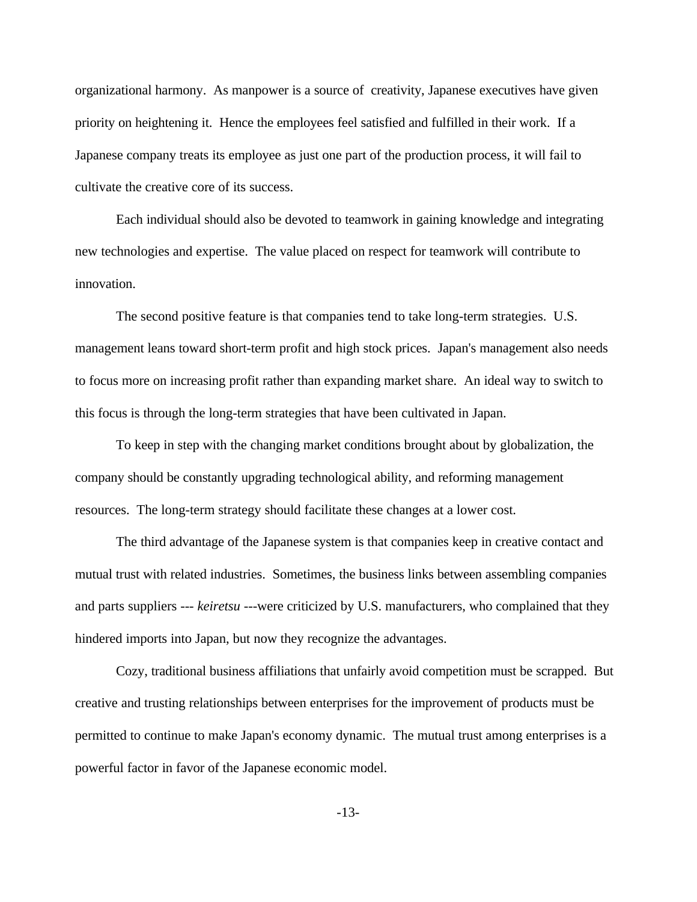organizational harmony. As manpower is a source of creativity, Japanese executives have given priority on heightening it. Hence the employees feel satisfied and fulfilled in their work. If a Japanese company treats its employee as just one part of the production process, it will fail to cultivate the creative core of its success.

Each individual should also be devoted to teamwork in gaining knowledge and integrating new technologies and expertise. The value placed on respect for teamwork will contribute to innovation.

The second positive feature is that companies tend to take long-term strategies. U.S. management leans toward short-term profit and high stock prices. Japan's management also needs to focus more on increasing profit rather than expanding market share. An ideal way to switch to this focus is through the long-term strategies that have been cultivated in Japan.

To keep in step with the changing market conditions brought about by globalization, the company should be constantly upgrading technological ability, and reforming management resources. The long-term strategy should facilitate these changes at a lower cost.

The third advantage of the Japanese system is that companies keep in creative contact and mutual trust with related industries. Sometimes, the business links between assembling companies and parts suppliers --- *keiretsu* ---were criticized by U.S. manufacturers, who complained that they hindered imports into Japan, but now they recognize the advantages.

Cozy, traditional business affiliations that unfairly avoid competition must be scrapped. But creative and trusting relationships between enterprises for the improvement of products must be permitted to continue to make Japan's economy dynamic. The mutual trust among enterprises is a powerful factor in favor of the Japanese economic model.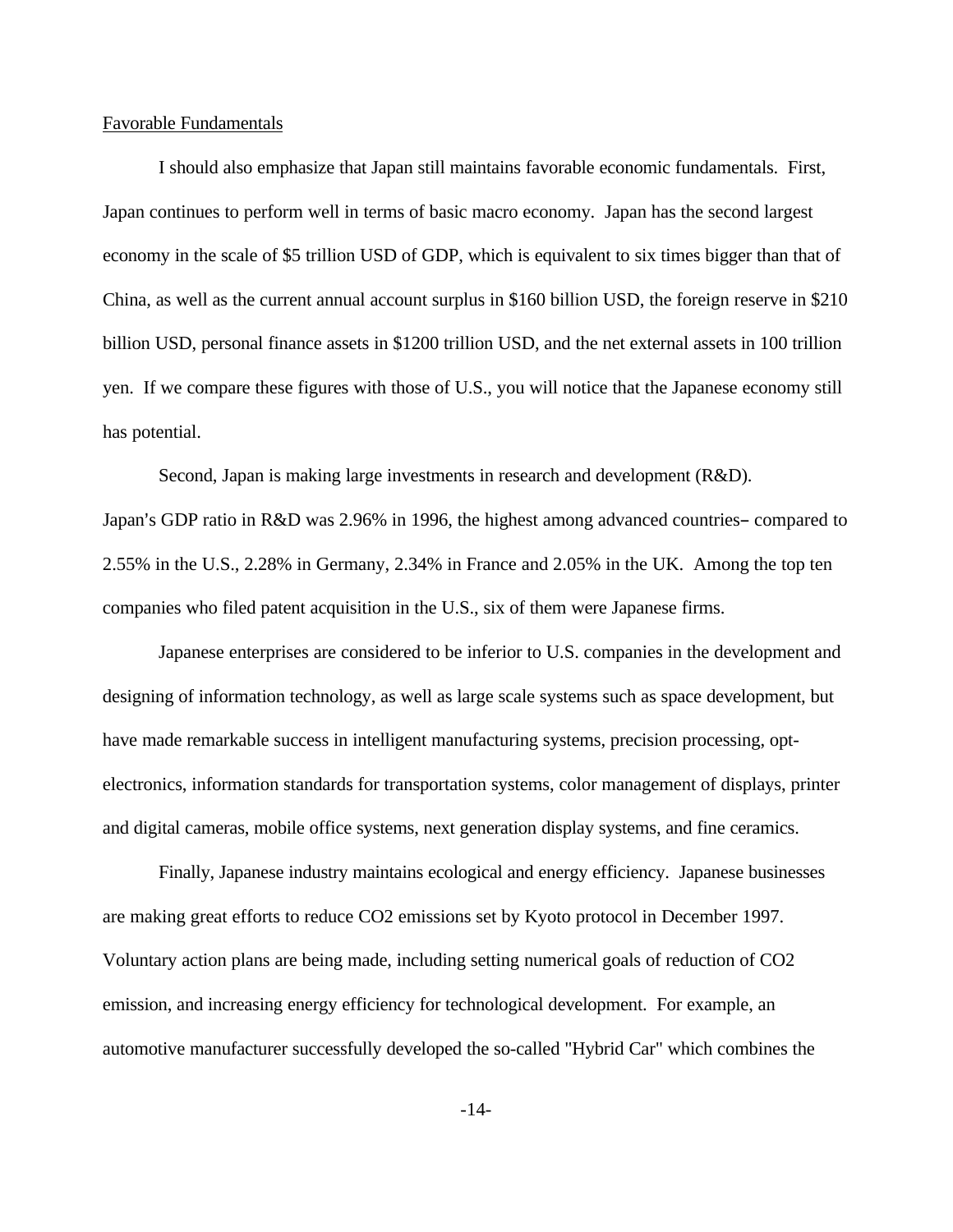Favorable Fundamentals

I should also emphasize that Japan still maintains favorable economic fundamentals. First, Japan continues to perform well in terms of basic macro economy. Japan has the second largest economy in the scale of \$5 trillion USD of GDP, which is equivalent to six times bigger than that of China, as well as the current annual account surplus in \$160 billion USD, the foreign reserve in \$210 billion USD, personal finance assets in \$1200 trillion USD, and the net external assets in 100 trillion yen. If we compare these figures with those of U.S., you will notice that the Japanese economy still has potential.

Second, Japan is making large investments in research and development (R&D). Japan's GDP ratio in R&D was 2.96% in 1996, the highest among advanced countries– compared to 2.55% in the U.S., 2.28% in Germany, 2.34% in France and 2.05% in the UK. Among the top ten companies who filed patent acquisition in the U.S., six of them were Japanese firms.

Japanese enterprises are considered to be inferior to U.S. companies in the development and designing of information technology, as well as large scale systems such as space development, but have made remarkable success in intelligent manufacturing systems, precision processing, opt-electronics, information standards for transportation systems, color management of displays, printer and digital cameras, mobile office systems, next generation display systems, and fine ceramics.

Finally, Japanese industry maintains ecological and energy efficiency. Japanese businesses are making great efforts to reduce $CO_2$ emissions set by Kyoto protocol in December 1997. Voluntary action plans are being made, including setting numerical goals of reduction of $CO_2$ emission, and increasing energy efficiency for technological development. For example, an automotive manufacturer successfully developed the so-called "Hybrid Car" which combines the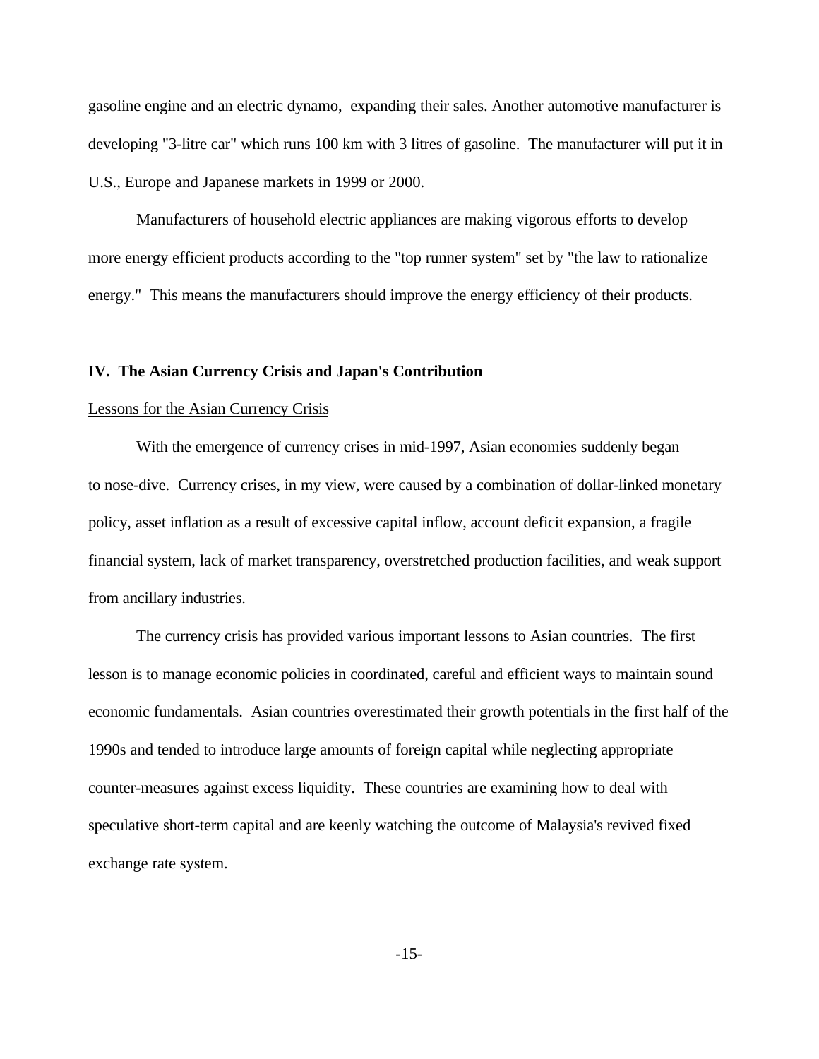gasoline engine and an electric dynamo, expanding their sales. Another automotive manufacturer is developing "3-litre car" which runs 100 km with 3 litres of gasoline. The manufacturer will put it in U.S., Europe and Japanese markets in 1999 or 2000.

Manufacturers of household electric appliances are making vigorous efforts to develop more energy efficient products according to the "top runner system" set by "the law to rationalize energy." This means the manufacturers should improve the energy efficiency of their products.

## IV. The Asian Currency Crisis and Japan's Contribution

### Lessons for the Asian Currency Crisis

With the emergence of currency crises in mid-1997, Asian economies suddenly began to nose-dive. Currency crises, in my view, were caused by a combination of dollar-linked monetary policy, asset inflation as a result of excessive capital inflow, account deficit expansion, a fragile financial system, lack of market transparency, overstretched production facilities, and weak support from ancillary industries.

The currency crisis has provided various important lessons to Asian countries. The first lesson is to manage economic policies in coordinated, careful and efficient ways to maintain sound economic fundamentals. Asian countries overestimated their growth potentials in the first half of the 1990s and tended to introduce large amounts of foreign capital while neglecting appropriate counter-measures against excess liquidity. These countries are examining how to deal with speculative short-term capital and are keenly watching the outcome of Malaysia's revived fixed exchange rate system.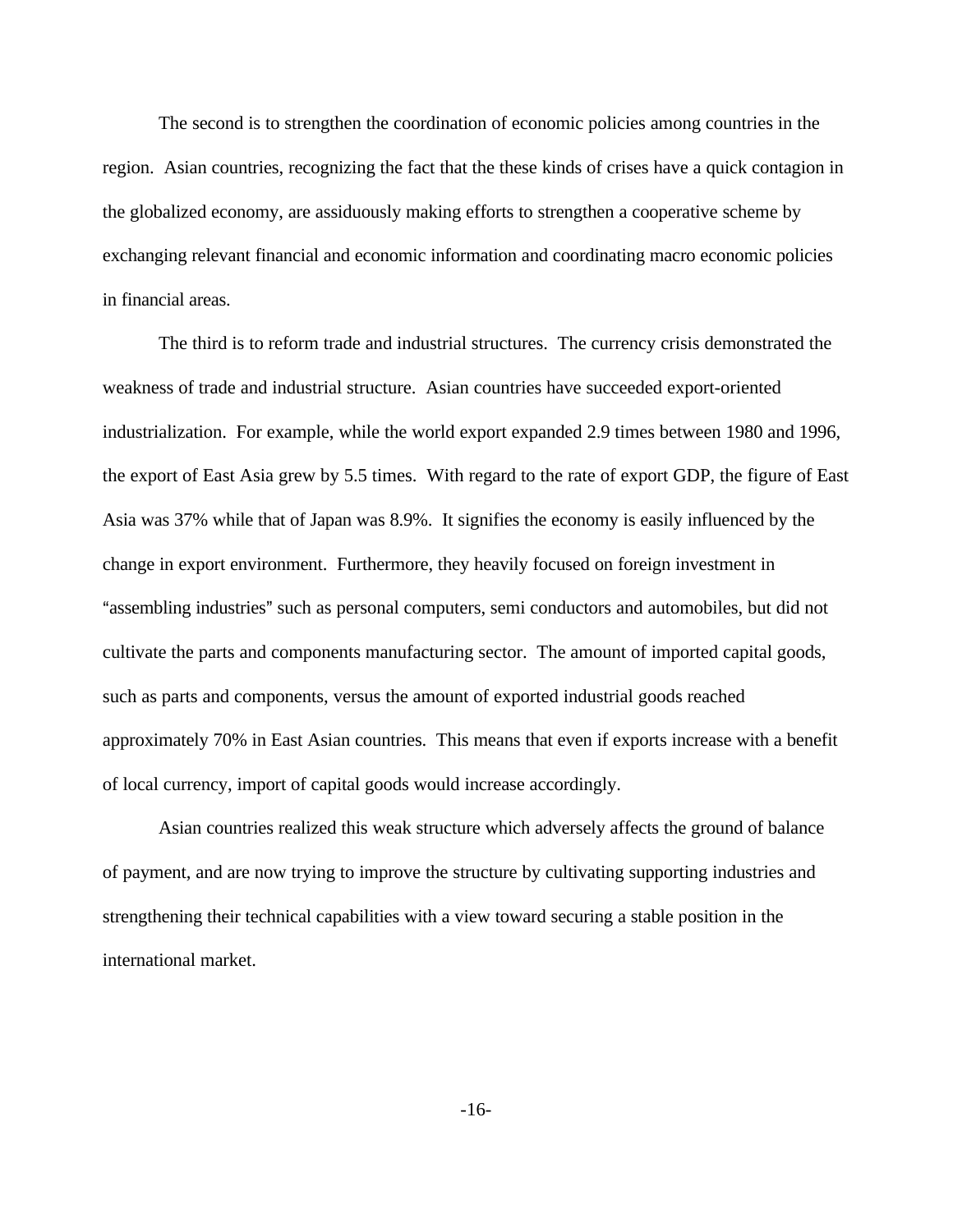The second is to strengthen the coordination of economic policies among countries in the region. Asian countries, recognizing the fact that the these kinds of crises have a quick contagion in the globalized economy, are assiduously making efforts to strengthen a cooperative scheme by exchanging relevant financial and economic information and coordinating macro economic policies in financial areas.

The third is to reform trade and industrial structures. The currency crisis demonstrated the weakness of trade and industrial structure. Asian countries have succeeded export-oriented industrialization. For example, while the world export expanded 2.9 times between 1980 and 1996, the export of East Asia grew by 5.5 times. With regard to the rate of export GDP, the figure of East Asia was 37% while that of Japan was 8.9%. It signifies the economy is easily influenced by the change in export environment. Furthermore, they heavily focused on foreign investment in "assembling industries" such as personal computers, semi conductors and automobiles, but did not cultivate the parts and components manufacturing sector. The amount of imported capital goods, such as parts and components, versus the amount of exported industrial goods reached approximately 70% in East Asian countries. This means that even if exports increase with a benefit of local currency, import of capital goods would increase accordingly.

Asian countries realized this weak structure which adversely affects the ground of balance of payment, and are now trying to improve the structure by cultivating supporting industries and strengthening their technical capabilities with a view toward securing a stable position in the international market.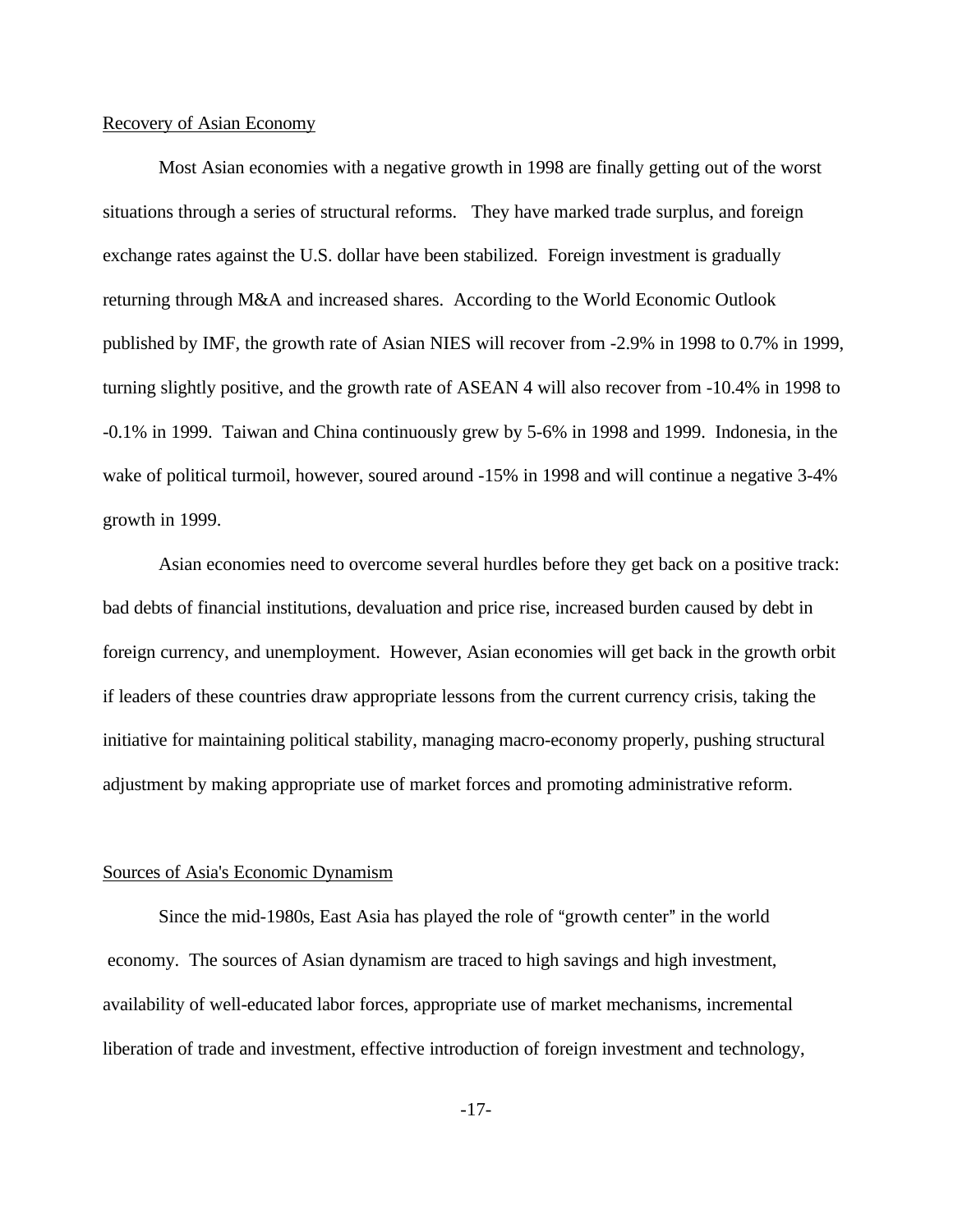## Recovery of Asian Economy

Most Asian economies with a negative growth in 1998 are finally getting out of the worst situations through a series of structural reforms. They have marked trade surplus, and foreign exchange rates against the U.S. dollar have been stabilized. Foreign investment is gradually returning through M&A and increased shares. According to the World Economic Outlook published by IMF, the growth rate of Asian NIES will recover from -2.9% in 1998 to 0.7% in 1999, turning slightly positive, and the growth rate of ASEAN 4 will also recover from -10.4% in 1998 to -0.1% in 1999. Taiwan and China continuously grew by 5-6% in 1998 and 1999. Indonesia, in the wake of political turmoil, however, soured around -15% in 1998 and will continue a negative 3-4% growth in 1999.

Asian economies need to overcome several hurdles before they get back on a positive track: bad debts of financial institutions, devaluation and price rise, increased burden caused by debt in foreign currency, and unemployment. However, Asian economies will get back in the growth orbit if leaders of these countries draw appropriate lessons from the current currency crisis, taking the initiative for maintaining political stability, managing macro-economy properly, pushing structural adjustment by making appropriate use of market forces and promoting administrative reform.

## Sources of Asia's Economic Dynamism

Since the mid-1980s, East Asia has played the role of "growth center" in the world economy. The sources of Asian dynamism are traced to high savings and high investment, availability of well-educated labor forces, appropriate use of market mechanisms, incremental liberation of trade and investment, effective introduction of foreign investment and technology,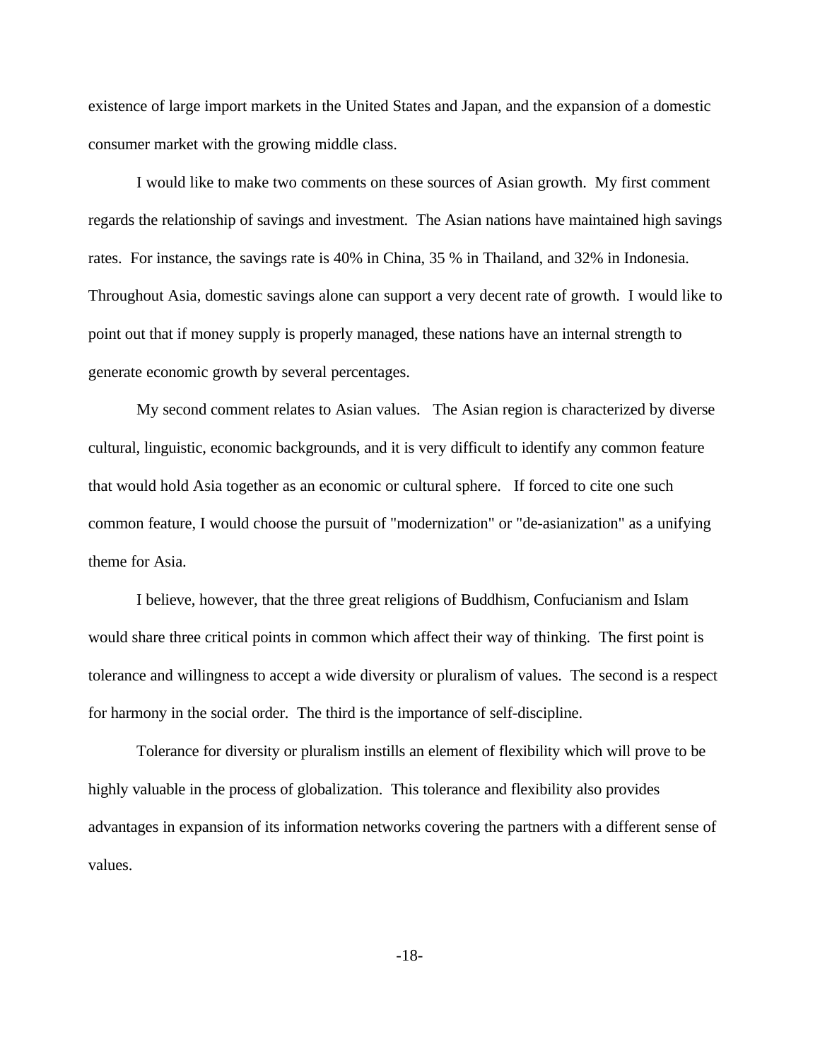existence of large import markets in the United States and Japan, and the expansion of a domestic consumer market with the growing middle class.

I would like to make two comments on these sources of Asian growth. My first comment regards the relationship of savings and investment. The Asian nations have maintained high savings rates. For instance, the savings rate is 40% in China, 35 % in Thailand, and 32% in Indonesia. Throughout Asia, domestic savings alone can support a very decent rate of growth. I would like to point out that if money supply is properly managed, these nations have an internal strength to generate economic growth by several percentages.

My second comment relates to Asian values. The Asian region is characterized by diverse cultural, linguistic, economic backgrounds, and it is very difficult to identify any common feature that would hold Asia together as an economic or cultural sphere. If forced to cite one such common feature, I would choose the pursuit of "modernization" or "de-asianization" as a unifying theme for Asia.

I believe, however, that the three great religions of Buddhism, Confucianism and Islam would share three critical points in common which affect their way of thinking. The first point is tolerance and willingness to accept a wide diversity or pluralism of values. The second is a respect for harmony in the social order. The third is the importance of self-discipline.

Tolerance for diversity or pluralism instills an element of flexibility which will prove to be highly valuable in the process of globalization. This tolerance and flexibility also provides advantages in expansion of its information networks covering the partners with a different sense of values.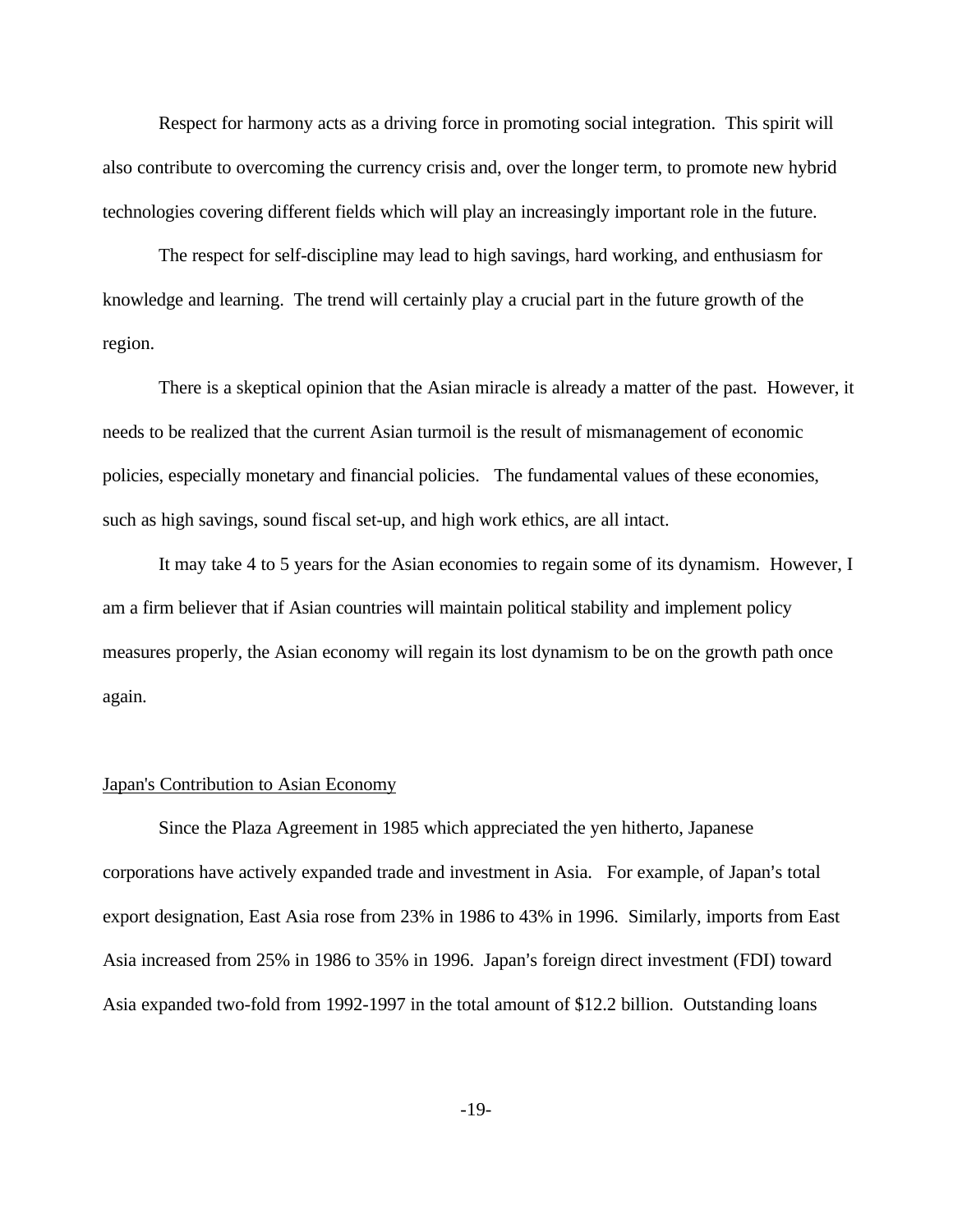Respect for harmony acts as a driving force in promoting social integration. This spirit will also contribute to overcoming the currency crisis and, over the longer term, to promote new hybrid technologies covering different fields which will play an increasingly important role in the future.

The respect for self-discipline may lead to high savings, hard working, and enthusiasm for knowledge and learning. The trend will certainly play a crucial part in the future growth of the region.

There is a skeptical opinion that the Asian miracle is already a matter of the past. However, it needs to be realized that the current Asian turmoil is the result of mismanagement of economic policies, especially monetary and financial policies. The fundamental values of these economies, such as high savings, sound fiscal set-up, and high work ethics, are all intact.

It may take 4 to 5 years for the Asian economies to regain some of its dynamism. However, I am a firm believer that if Asian countries will maintain political stability and implement policy measures properly, the Asian economy will regain its lost dynamism to be on the growth path once again.

## Japan's Contribution to Asian Economy

Since the Plaza Agreement in 1985 which appreciated the yen hitherto, Japanese corporations have actively expanded trade and investment in Asia. For example, of Japan's total export designation, East Asia rose from 23% in 1986 to 43% in 1996. Similarly, imports from East Asia increased from 25% in 1986 to 35% in 1996. Japan's foreign direct investment (FDI) toward Asia expanded two-fold from 1992-1997 in the total amount of $12.2 billion. Outstanding loans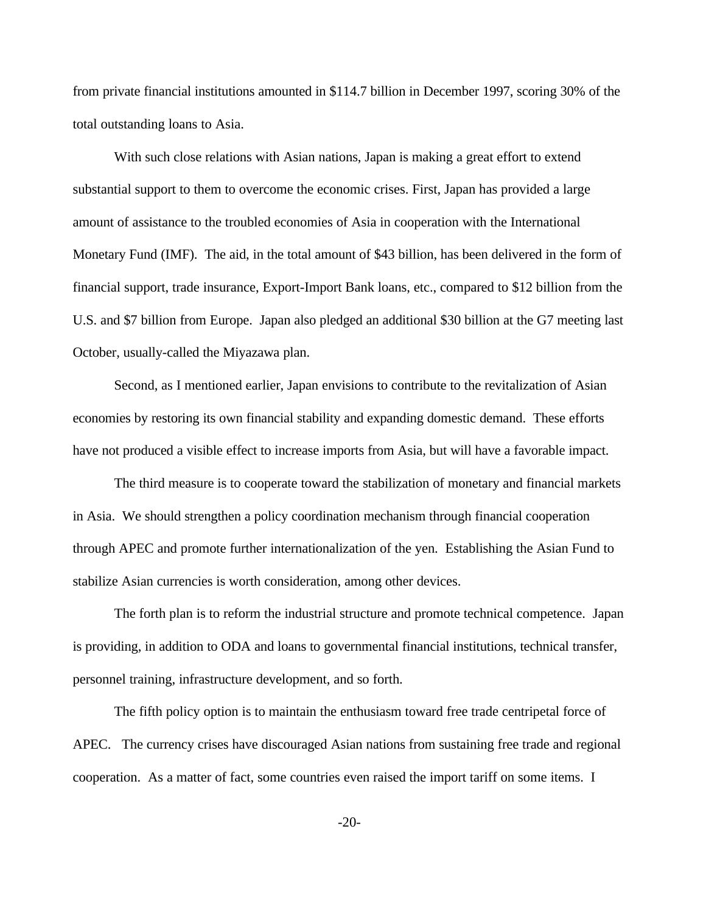from private financial institutions amounted in $114.7 billion in December 1997, scoring 30% of the total outstanding loans to Asia.

With such close relations with Asian nations, Japan is making a great effort to extend substantial support to them to overcome the economic crises. First, Japan has provided a large amount of assistance to the troubled economies of Asia in cooperation with the International Monetary Fund (IMF). The aid, in the total amount of $43 billion, has been delivered in the form of financial support, trade insurance, Export-Import Bank loans, etc., compared to $12 billion from the U.S. and $7 billion from Europe. Japan also pledged an additional $30 billion at the G7 meeting last October, usually-called the Miyazawa plan.

Second, as I mentioned earlier, Japan envisions to contribute to the revitalization of Asian economies by restoring its own financial stability and expanding domestic demand. These efforts have not produced a visible effect to increase imports from Asia, but will have a favorable impact.

The third measure is to cooperate toward the stabilization of monetary and financial markets in Asia. We should strengthen a policy coordination mechanism through financial cooperation through APEC and promote further internationalization of the yen. Establishing the Asian Fund to stabilize Asian currencies is worth consideration, among other devices.

The forth plan is to reform the industrial structure and promote technical competence. Japan is providing, in addition to ODA and loans to governmental financial institutions, technical transfer, personnel training, infrastructure development, and so forth.

The fifth policy option is to maintain the enthusiasm toward free trade centripetal force of APEC. The currency crises have discouraged Asian nations from sustaining free trade and regional cooperation. As a matter of fact, some countries even raised the import tariff on some items. I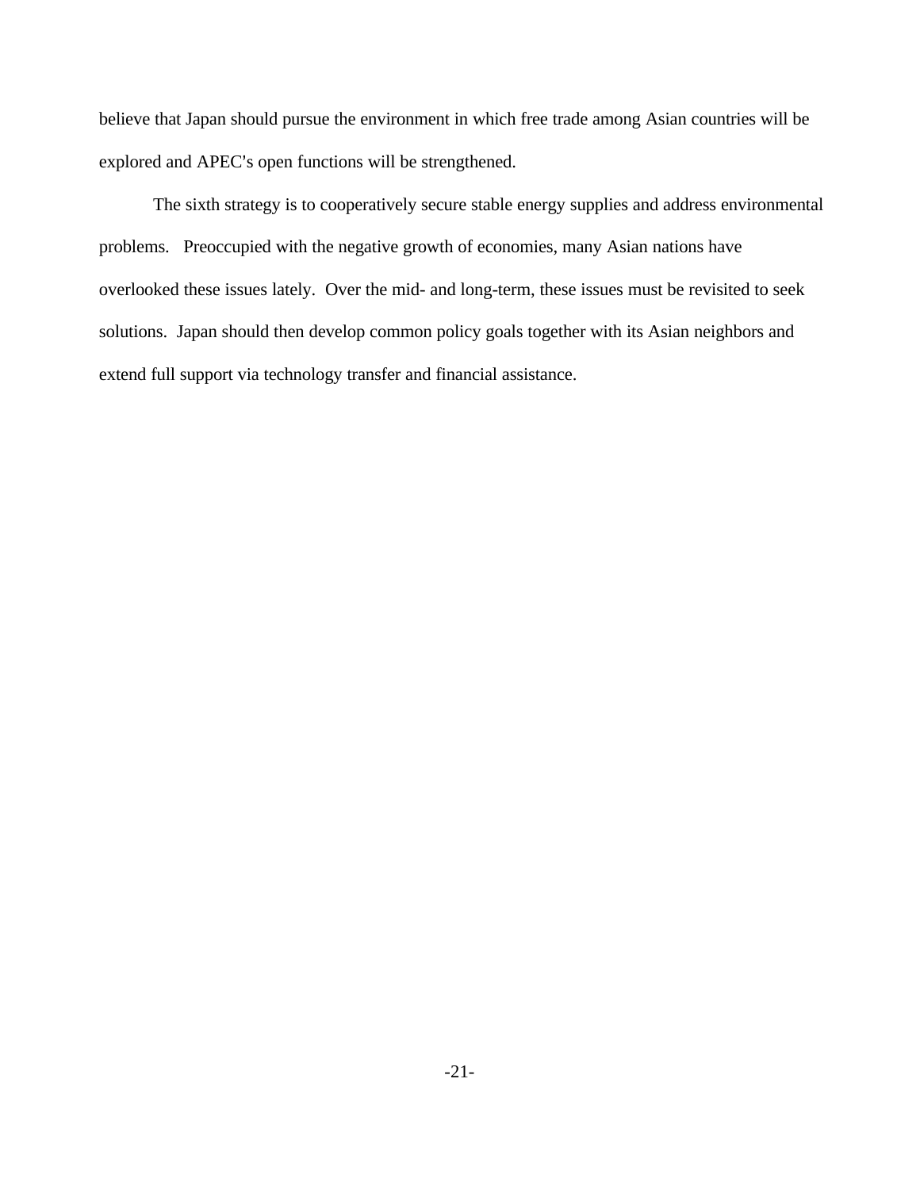believe that Japan should pursue the environment in which free trade among Asian countries will be explored and APEC's open functions will be strengthened.

The sixth strategy is to cooperatively secure stable energy supplies and address environmental problems. Preoccupied with the negative growth of economies, many Asian nations have overlooked these issues lately. Over the mid- and long-term, these issues must be revisited to seek solutions. Japan should then develop common policy goals together with its Asian neighbors and extend full support via technology transfer and financial assistance.